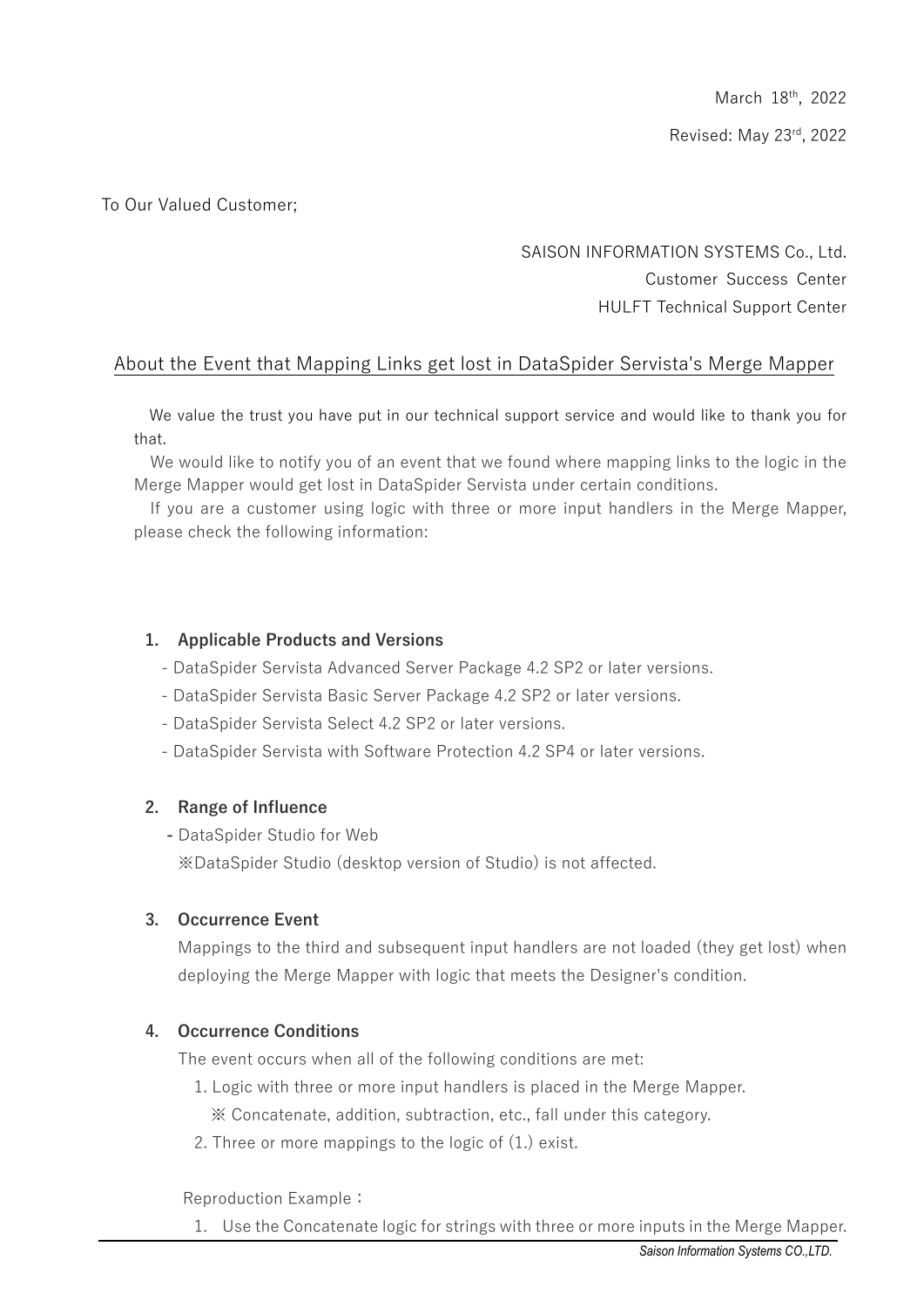March 18th, 2022

Revised: May 23rd, 2022

To Our Valued Customer;

SAISON INFORMATION SYSTEMS Co., Ltd.
Customer Success Center
HULFT Technical Support Center

# About the Event that Mapping Links get lost in DataSpider Servista's Merge Mapper

We value the trust you have put in our technical support service and would like to thank you for that.

We would like to notify you of an event that we found where mapping links to the logic in the Merge Mapper would get lost in DataSpider Servista under certain conditions.

If you are a customer using logic with three or more input handlers in the Merge Mapper, please check the following information:

## 1. Applicable Products and Versions

- DataSpider Servista Advanced Server Package 4.2 SP2 or later versions.
- DataSpider Servista Basic Server Package 4.2 SP2 or later versions.
- DataSpider Servista Select 4.2 SP2 or later versions.
- DataSpider Servista with Software Protection 4.2 SP4 or later versions.

## 2. Range of Influence

- DataSpider Studio for Web

※DataSpider Studio (desktop version of Studio) is not affected.

## 3. Occurrence Event

Mappings to the third and subsequent input handlers are not loaded (they get lost) when deploying the Merge Mapper with logic that meets the Designer's condition.

## 4. Occurrence Conditions

The event occurs when all of the following conditions are met:

1. Logic with three or more input handlers is placed in the Merge Mapper.
   ※ Concatenate, addition, subtraction, etc., fall under this category.
2. Three or more mappings to the logic of (1.) exist.

Reproduction Example：

1. Use the Concatenate logic for strings with three or more inputs in the Merge Mapper.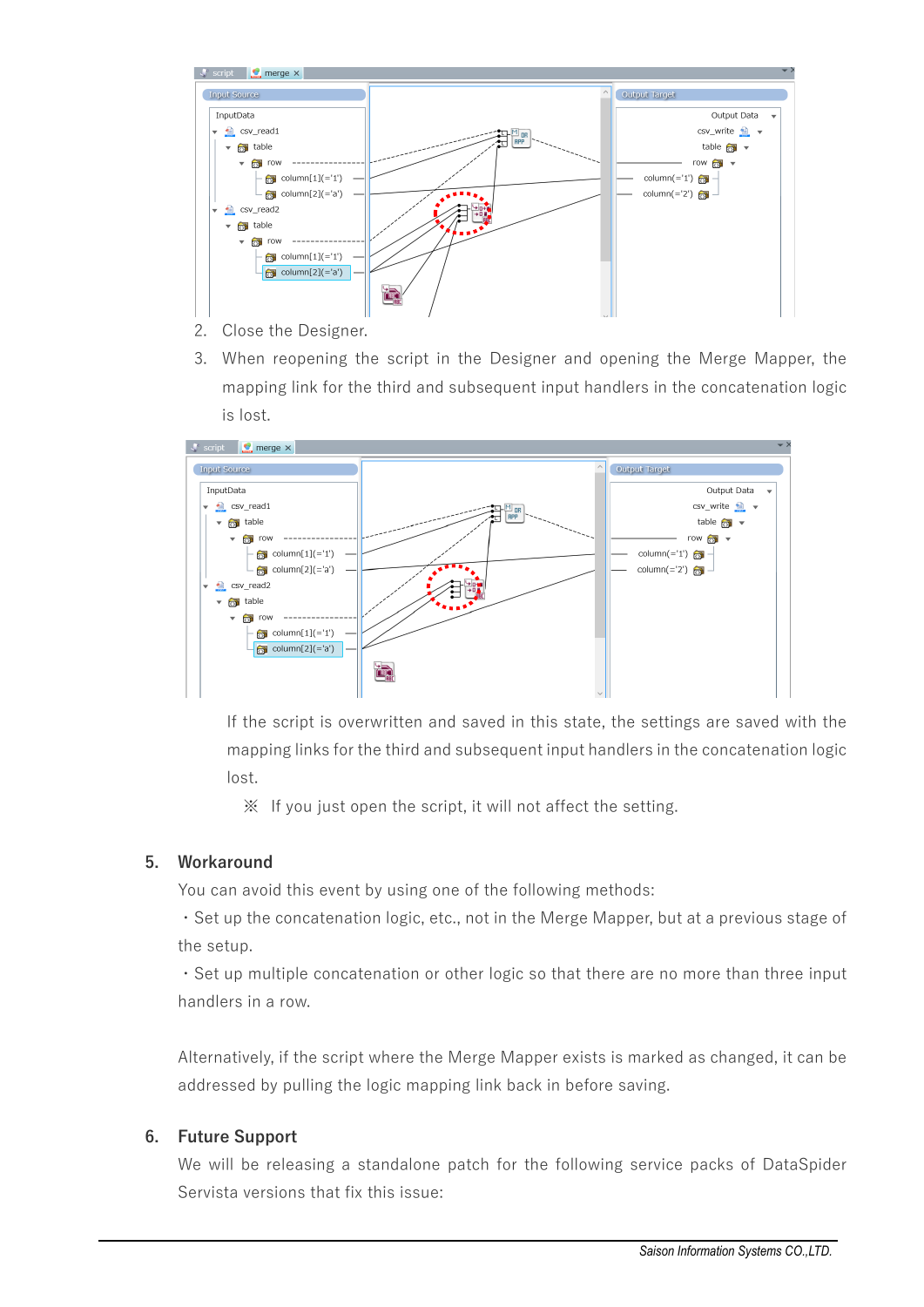2. Close the Designer.
3. When reopening the script in the Designer and opening the Merge Mapper, the mapping link for the third and subsequent input handlers in the concatenation logic is lost.

If the script is overwritten and saved in this state, the settings are saved with the mapping links for the third and subsequent input handlers in the concatenation logic lost.

※ If you just open the script, it will not affect the setting.

## 5. Workaround

You can avoid this event by using one of the following methods:

・Set up the concatenation logic, etc., not in the Merge Mapper, but at a previous stage of the setup.

・Set up multiple concatenation or other logic so that there are no more than three input handlers in a row.

Alternatively, if the script where the Merge Mapper exists is marked as changed, it can be addressed by pulling the logic mapping link back in before saving.

## 6. Future Support

We will be releasing a standalone patch for the following service packs of DataSpider Servista versions that fix this issue: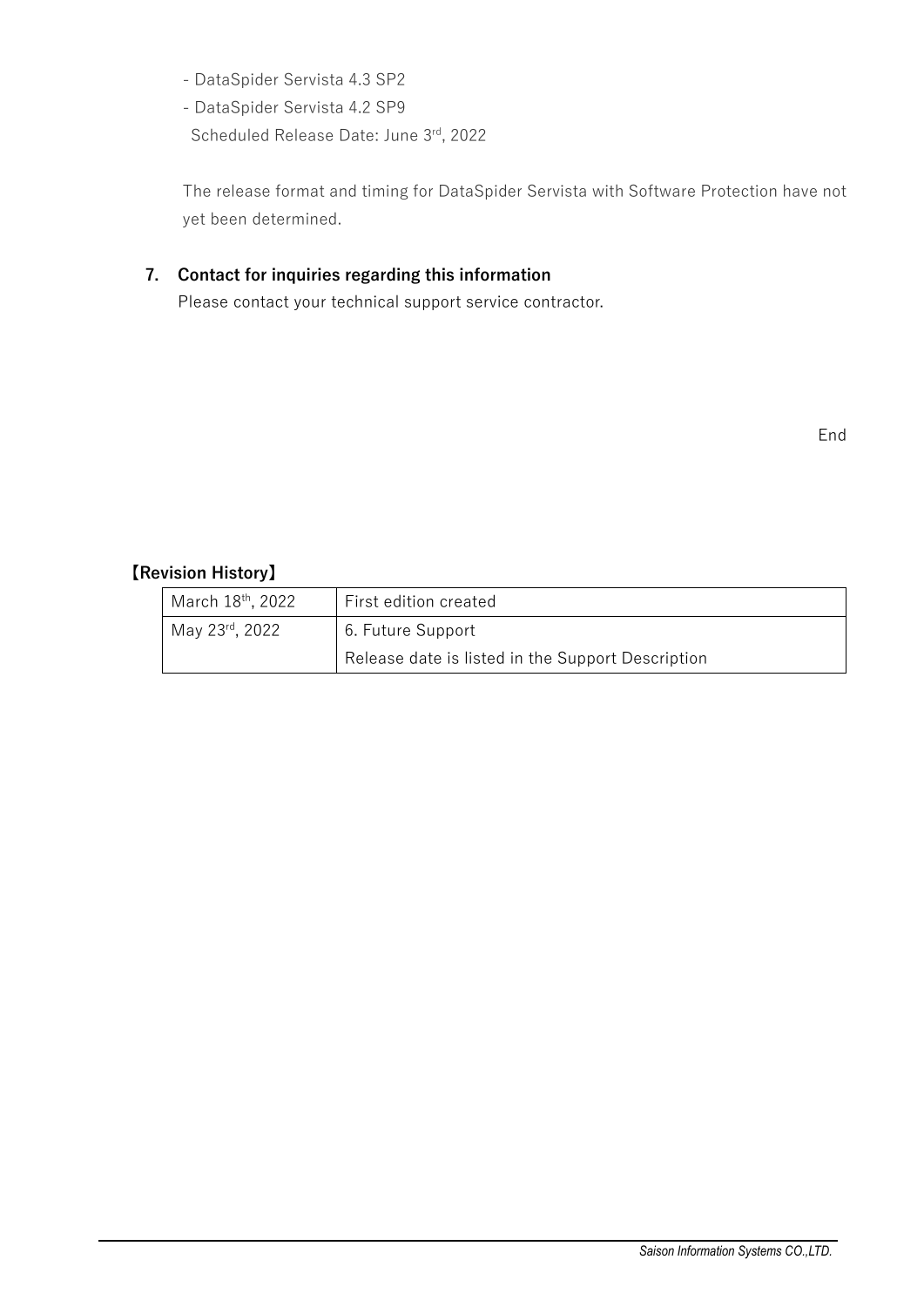- DataSpider Servista 4.3 SP2
- DataSpider Servista 4.2 SP9

  Scheduled Release Date: June 3rd, 2022

The release format and timing for DataSpider Servista with Software Protection have not yet been determined.

**7. Contact for inquiries regarding this information**

Please contact your technical support service contractor.

End

**【Revision History】**

| | |
|---|---|
| March 18th, 2022 | First edition created |
| May 23rd, 2022 | 6. Future Support<br>Release date is listed in the Support Description |